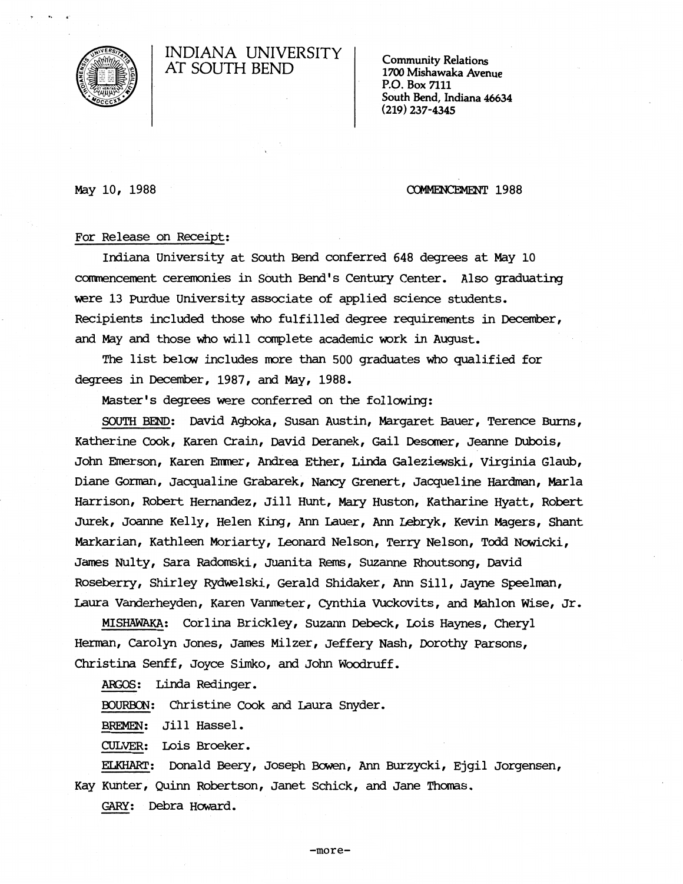# INDIANA UNIVERSITY AT SOUTH BEND

Community Relations
1700 Mishawaka Avenue
P.O. Box 7111
South Bend, Indiana 46634
(219) 237-4345

May 10, 1988

COMMENCEMENT 1988

For Release on Receipt:

Indiana University at South Bend conferred 648 degrees at May 10 commencement ceremonies in South Bend's Century Center. Also graduating were 13 Purdue University associate of applied science students. Recipients included those who fulfilled degree requirements in December, and May and those who will complete academic work in August.

The list below includes more than 500 graduates who qualified for degrees in December, 1987, and May, 1988.

Master's degrees were conferred on the following:

SOUTH BEND: David Agboka, Susan Austin, Margaret Bauer, Terence Burns, Katherine Cook, Karen Crain, David Deranek, Gail Desomer, Jeanne Dubois, John Emerson, Karen Emmer, Andrea Ether, Linda Galeziewski, Virginia Glaub, Diane Gorman, Jacqualine Grabarek, Nancy Grenert, Jacqueline Hardman, Marla Harrison, Robert Hernandez, Jill Hunt, Mary Huston, Katharine Hyatt, Robert Jurek, Joanne Kelly, Helen King, Ann Lauer, Ann Lebryk, Kevin Magers, Shant Markarian, Kathleen Moriarty, Leonard Nelson, Terry Nelson, Todd Nowicki, James Nulty, Sara Radomski, Juanita Rems, Suzanne Rhoutsong, David Roseberry, Shirley Rydwelski, Gerald Shidaker, Ann Sill, Jayne Speelman, Laura Vanderheyden, Karen Vanmeter, Cynthia Vuckovits, and Mahlon Wise, Jr.

MISHAWAKA: Corlina Brickley, Suzann Debeck, Lois Haynes, Cheryl Herman, Carolyn Jones, James Milzer, Jeffery Nash, Dorothy Parsons, Christina Senff, Joyce Simko, and John Woodruff.

ARGOS: Linda Redinger.

BOURBON: Christine Cook and Laura Snyder.

BREMEN: Jill Hassel.

CULVER: Lois Broeker.

ELKHART: Donald Beery, Joseph Bowen, Ann Burzycki, Ejgil Jorgensen, Kay Kunter, Quinn Robertson, Janet Schick, and Jane Thomas.

GARY: Debra Howard.

-more-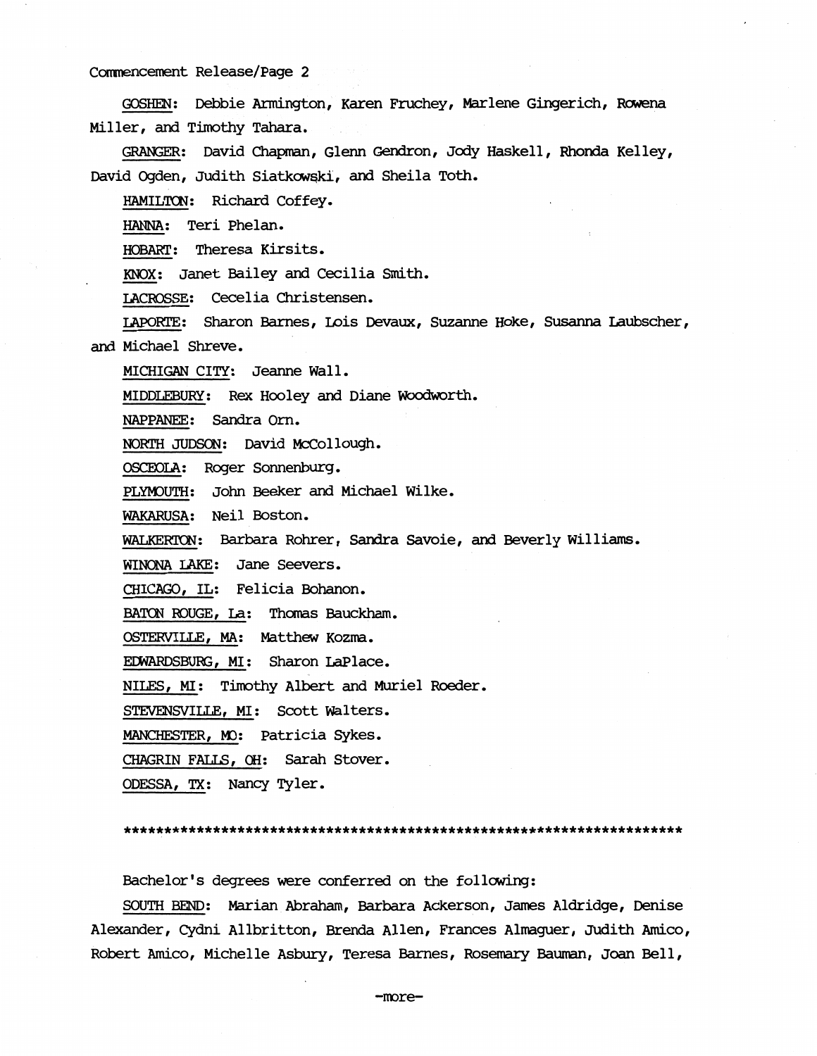GOSHEN: Debbie Armington, Karen Fruchey, Marlene Gingerich, Rowena Miller, and Timothy Tahara.

GRANGER: David Chapman, Glenn Gendron, Jody Haskell, Rhonda Kelley, David Ogden, Judith Siatkowski, and Sheila Toth.

HAMILTON: Richard Coffey.

HANNA: Teri Phelan.

HOBART: Theresa Kirsits.

KNOX: Janet Bailey and Cecilia Smith.

LACROSSE: Cecelia Christensen.

LAPORTE: Sharon Barnes, Lois Devaux, Suzanne Hoke, Susanna Laubscher, and Michael Shreve.

MICHIGAN CITY: Jeanne Wall.

MIDDLEBURY: Rex Hooley and Diane Woodworth.

NAPPANEE: Sandra Orn.

NORTH JUDSON: David McCollough.

OSCEOLA: Roger Sonnenburg.

PLYMOUTH: John Beeker and Michael Wilke.

WAKARUSA: Neil Boston.

WALKERTON: Barbara Rohrer, Sandra Savoie, and Beverly Williams.

WINONA LAKE: Jane Seevers.

CHICAGO, IL: Felicia Bohanon.

BATON ROUGE, La: Thomas Bauckham.

OSTERVILLE, MA: Matthew Kozma.

EDWARDSBURG, MI: Sharon LaPlace.

NILES, MI: Timothy Albert and Muriel Roeder.

STEVENSVILLE, MI: Scott Walters.

MANCHESTER, MO: Patricia Sykes.

CHAGRIN FALLS, OH: Sarah Stover.

ODESSA, TX: Nancy Tyler.

************************************************************************

Bachelor's degrees were conferred on the following:

SOUTH BEND: Marian Abraham, Barbara Ackerson, James Aldridge, Denise Alexander, Cydni Allbritton, Brenda Allen, Frances Almaguer, Judith Amico, Robert Amico, Michelle Asbury, Teresa Barnes, Rosemary Bauman, Joan Bell,

-more-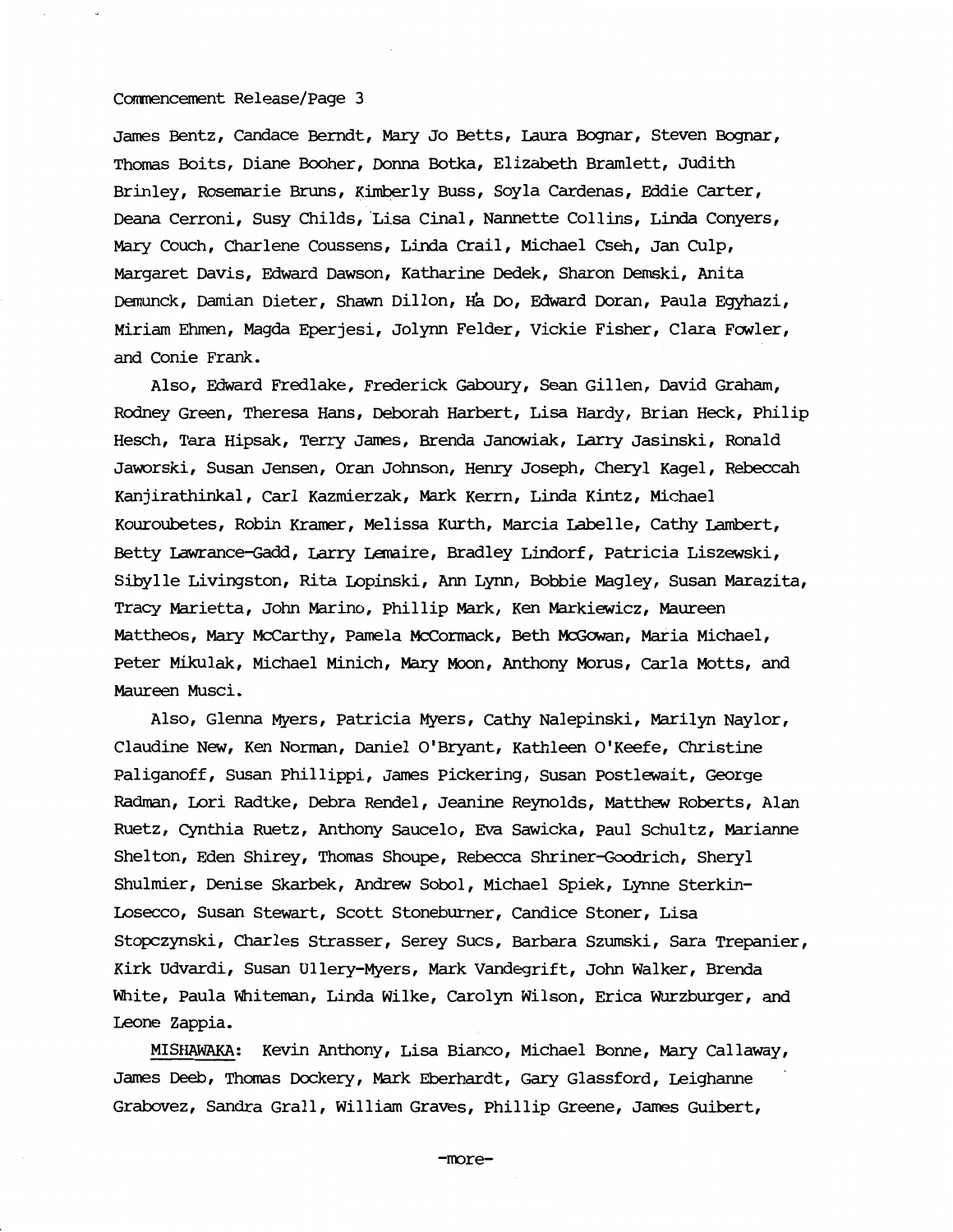James Bentz, Candace Berndt, Mary Jo Betts, Laura Bognar, Steven Bognar, Thomas Boits, Diane Booher, Donna Botka, Elizabeth Bramlett, Judith Brinley, Rosemarie Bruns, Kimberly Buss, Soyla Cardenas, Eddie Carter, Deana Cerroni, Susy Childs, Lisa Cinal, Nannette Collins, Linda Conyers, Mary Couch, Charlene Coussens, Linda Crail, Michael Cseh, Jan Culp, Margaret Davis, Edward Dawson, Katharine Dedek, Sharon Demski, Anita Demunck, Damian Dieter, Shawn Dillon, Hà Do, Edward Doran, Paula Egyhazi, Miriam Ehmen, Magda Eperjesi, Jolynn Felder, Vickie Fisher, Clara Fowler, and Conie Frank.

Also, Edward Fredlake, Frederick Gaboury, Sean Gillen, David Graham, Rodney Green, Theresa Hans, Deborah Harbert, Lisa Hardy, Brian Heck, Philip Hesch, Tara Hipsak, Terry James, Brenda Janowiak, Larry Jasinski, Ronald Jaworski, Susan Jensen, Oran Johnson, Henry Joseph, Cheryl Kagel, Rebeccah Kanjirathinkal, Carl Kazmierzak, Mark Kerrn, Linda Kintz, Michael Kouroubetes, Robin Kramer, Melissa Kurth, Marcia Labelle, Cathy Lambert, Betty Lawrance-Gadd, Larry Lemaire, Bradley Lindorf, Patricia Liszewski, Sibylle Livingston, Rita Lopinski, Ann Lynn, Bobbie Magley, Susan Marazita, Tracy Marietta, John Marino, Phillip Mark, Ken Markiewicz, Maureen Mattheos, Mary McCarthy, Pamela McCormack, Beth McGowan, Maria Michael, Peter Mikulak, Michael Minich, Mary Moon, Anthony Morus, Carla Motts, and Maureen Musci.

Also, Glenna Myers, Patricia Myers, Cathy Nalepinski, Marilyn Naylor, Claudine New, Ken Norman, Daniel O'Bryant, Kathleen O'Keefe, Christine Paliganoff, Susan Phillippi, James Pickering, Susan Postlewait, George Radman, Lori Radtke, Debra Rendel, Jeanine Reynolds, Matthew Roberts, Alan Ruetz, Cynthia Ruetz, Anthony Saucelo, Eva Sawicka, Paul Schultz, Marianne Shelton, Eden Shirey, Thomas Shoupe, Rebecca Shriner-Goodrich, Sheryl Shulmier, Denise Skarbek, Andrew Sobol, Michael Spiek, Lynne Sterkin-Losecco, Susan Stewart, Scott Stoneburner, Candice Stoner, Lisa Stopczynski, Charles Strasser, Serey Sucs, Barbara Szumski, Sara Trepanier, Kirk Udvardi, Susan Ullery-Myers, Mark Vandegrift, John Walker, Brenda White, Paula Whiteman, Linda Wilke, Carolyn Wilson, Erica Wurzburger, and Leone Zappia.

MISHAWAKA: Kevin Anthony, Lisa Bianco, Michael Bonne, Mary Callaway, James Deeb, Thomas Dockery, Mark Eberhardt, Gary Glassford, Leighanne Grabovez, Sandra Grall, William Graves, Phillip Greene, James Guibert,

-more-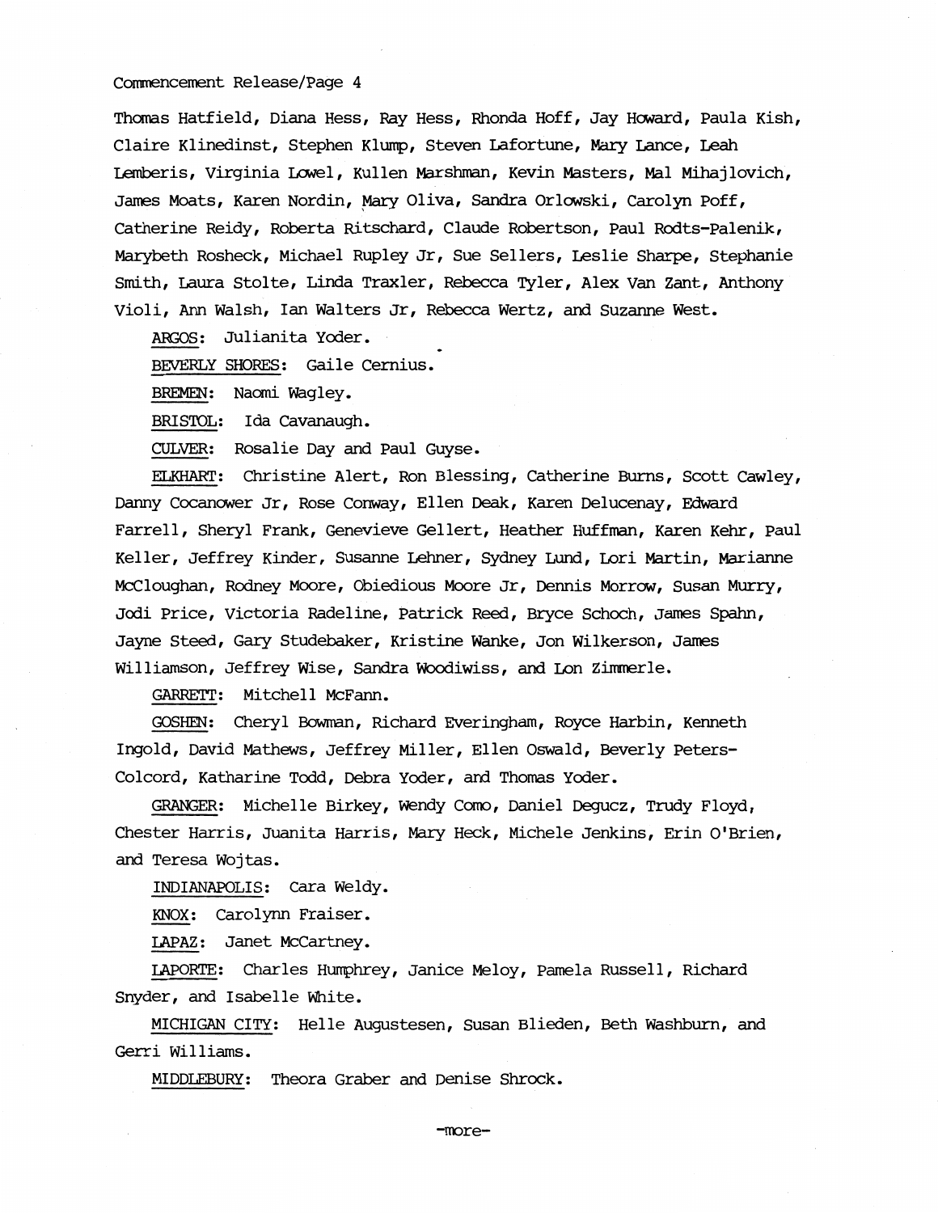Thomas Hatfield, Diana Hess, Ray Hess, Rhonda Hoff, Jay Howard, Paula Kish, Claire Klinedinst, Stephen Klump, Steven Lafortune, Mary Lance, Leah Lemberis, Virginia Lowel, Kullen Marshman, Kevin Masters, Mal Mihajlovich, James Moats, Karen Nordin, Mary Oliva, Sandra Orlowski, Carolyn Poff, Catherine Reidy, Roberta Ritschard, Claude Robertson, Paul Rodts-Palenik, Marybeth Rosheck, Michael Rupley Jr, Sue Sellers, Leslie Sharpe, Stephanie Smith, Laura Stolte, Linda Traxler, Rebecca Tyler, Alex Van Zant, Anthony Violi, Ann Walsh, Ian Walters Jr, Rebecca Wertz, and Suzanne West.

ARGOS: Julianita Yoder.

BEVERLY SHORES: Gaile Cernius.

BREMEN: Naomi Wagley.

BRISTOL: Ida Cavanaugh.

CULVER: Rosalie Day and Paul Guyse.

ELKHART: Christine Alert, Ron Blessing, Catherine Burns, Scott Cawley, Danny Cocanower Jr, Rose Conway, Ellen Deak, Karen Delucenay, Edward Farrell, Sheryl Frank, Genevieve Gellert, Heather Huffman, Karen Kehr, Paul Keller, Jeffrey Kinder, Susanne Lehner, Sydney Lund, Lori Martin, Marianne McCloughan, Rodney Moore, Obiedious Moore Jr, Dennis Morrow, Susan Murry, Jodi Price, Victoria Radeline, Patrick Reed, Bryce Schoch, James Spahn, Jayne Steed, Gary Studebaker, Kristine Wanke, Jon Wilkerson, James Williamson, Jeffrey Wise, Sandra Woodiwiss, and Lon Zimmerle.

GARRETT: Mitchell McFann.

GOSHEN: Cheryl Bowman, Richard Everingham, Royce Harbin, Kenneth Ingold, David Mathews, Jeffrey Miller, Ellen Oswald, Beverly Peters-Colcord, Katharine Todd, Debra Yoder, and Thomas Yoder.

GRANGER: Michelle Birkey, Wendy Como, Daniel Degucz, Trudy Floyd, Chester Harris, Juanita Harris, Mary Heck, Michele Jenkins, Erin O'Brien, and Teresa Wojtas.

INDIANAPOLIS: Cara Weldy.

KNOX: Carolynn Fraiser.

LAPAZ: Janet McCartney.

LAPORTE: Charles Humphrey, Janice Meloy, Pamela Russell, Richard Snyder, and Isabelle White.

MICHIGAN CITY: Helle Augustesen, Susan Blieden, Beth Washburn, and Gerri Williams.

MIDDLEBURY: Theora Graber and Denise Shrock.

-more-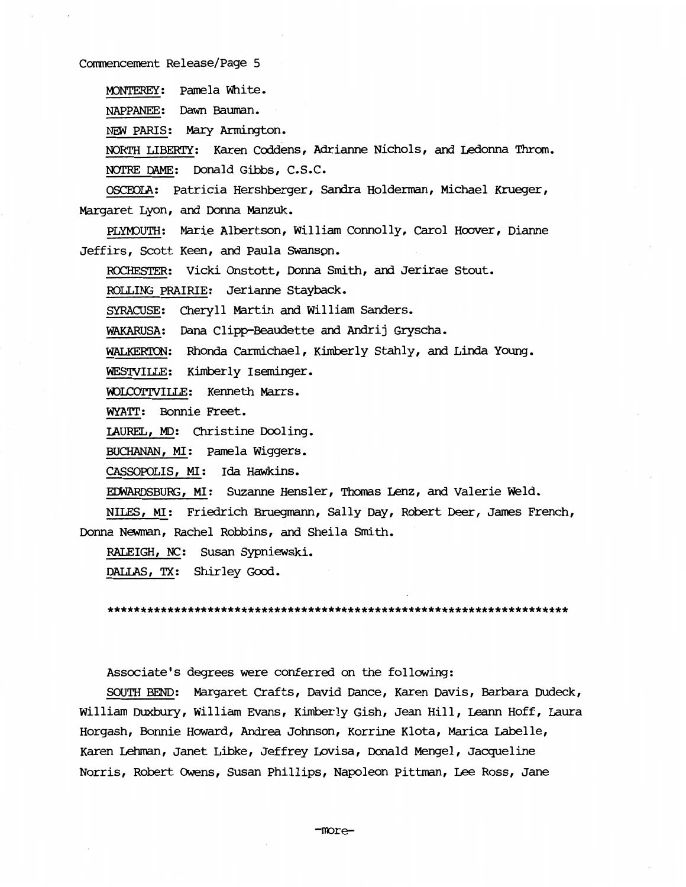MONTEREY: Pamela White.

NAPPANEE: Dawn Bauman.

NEW PARIS: Mary Armington.

NORTH LIBERTY: Karen Coddens, Adrianne Nichols, and Ledonna Throm.

NOTRE DAME: Donald Gibbs, C.S.C.

OSCEOLA: Patricia Hershberger, Sandra Holderman, Michael Krueger, Margaret Lyon, and Donna Manzuk.

PLYMOUTH: Marie Albertson, William Connolly, Carol Hoover, Dianne Jeffirs, Scott Keen, and Paula Swanson.

ROCHESTER: Vicki Onstott, Donna Smith, and Jerirae Stout.

ROLLING PRAIRIE: Jerianne Stayback.

SYRACUSE: Cheryll Martin and William Sanders.

WAKARUSA: Dana Clipp-Beaudette and Andrij Gryscha.

WALKERTON: Rhonda Carmichael, Kimberly Stahly, and Linda Young.

WESTVILLE: Kimberly Iseminger.

WOLCOTTVILLE: Kenneth Marrs.

WYATT: Bonnie Freet.

LAUREL, MD: Christine Dooling.

BUCHANAN, MI: Pamela Wiggers.

CASSOPOLIS, MI: Ida Hawkins.

EDWARDSBURG, MI: Suzanne Hensler, Thomas Lenz, and Valerie Weld.

NILES, MI: Friedrich Bruegmann, Sally Day, Robert Deer, James French, Donna Newman, Rachel Robbins, and Sheila Smith.

RALEIGH, NC: Susan Sypniewski.

DALLAS, TX: Shirley Good.

*************************************************************************

Associate's degrees were conferred on the following:

SOUTH BEND: Margaret Crafts, David Dance, Karen Davis, Barbara Dudeck, William Duxbury, William Evans, Kimberly Gish, Jean Hill, Leann Hoff, Laura Horgash, Bonnie Howard, Andrea Johnson, Korrine Klota, Marica Labelle, Karen Lehman, Janet Libke, Jeffrey Lovisa, Donald Mengel, Jacqueline Norris, Robert Owens, Susan Phillips, Napoleon Pittman, Lee Ross, Jane

-more-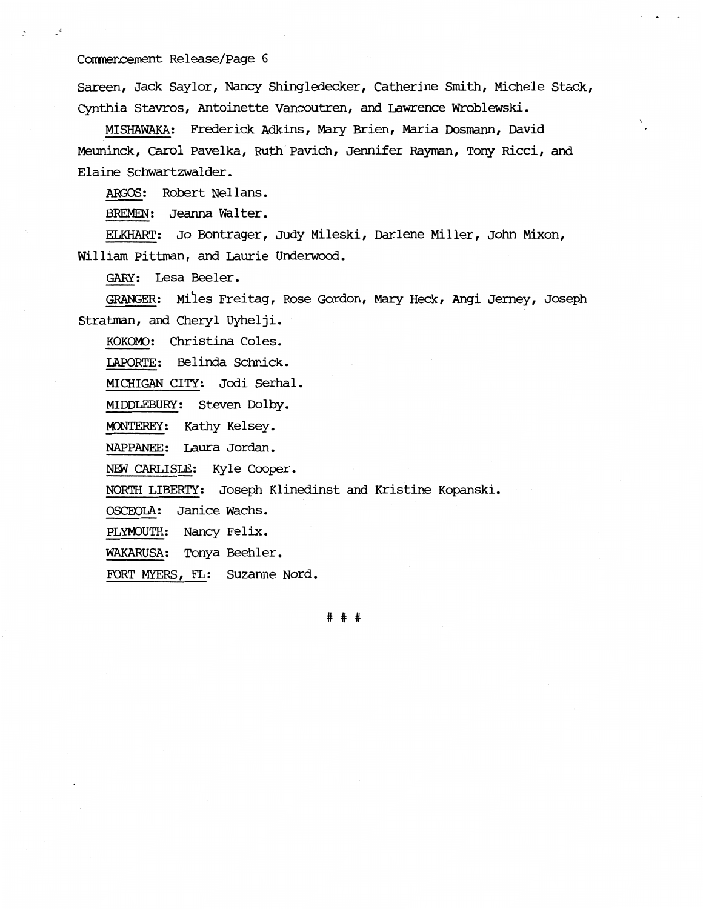Sareen, Jack Saylor, Nancy Shingledecker, Catherine Smith, Michele Stack, Cynthia Stavros, Antoinette Vancoutren, and Lawrence Wroblewski.

MISHAWAKA: Frederick Adkins, Mary Brien, Maria Dosmann, David Meuninck, Carol Pavelka, Ruth Pavich, Jennifer Rayman, Tony Ricci, and Elaine Schwartzwalder.

ARGOS: Robert Nellans.

BREMEN: Jeanna Walter.

ELKHART: Jo Bontrager, Judy Mileski, Darlene Miller, John Mixon, William Pittman, and Laurie Underwood.

GARY: Lesa Beeler.

GRANGER: Miles Freitag, Rose Gordon, Mary Heck, Angi Jerney, Joseph Stratman, and Cheryl Uyhelji.

KOKOMO: Christina Coles.

LAPORTE: Belinda Schnick.

MICHIGAN CITY: Jodi Serhal.

MIDDLEBURY: Steven Dolby.

MONTEREY: Kathy Kelsey.

NAPPANEE: Laura Jordan.

NEW CARLISLE: Kyle Cooper.

NORTH LIBERTY: Joseph Klinedinst and Kristine Kopanski.

OSCEOLA: Janice Wachs.

PLYMOUTH: Nancy Felix.

WAKARUSA: Tonya Beehler.

FORT MYERS, FL: Suzanne Nord.

# # #